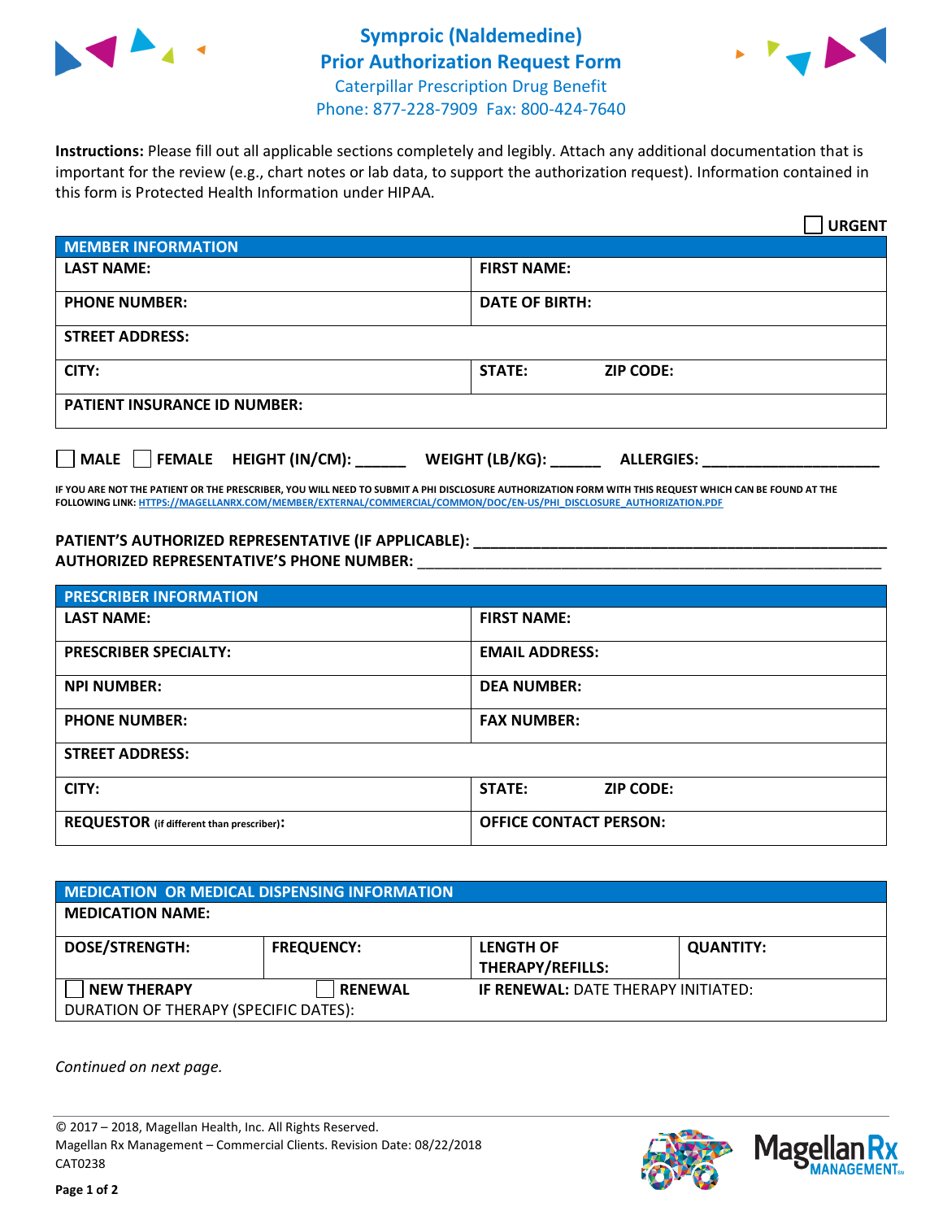# Symproic (Naldemedine) Prior Authorization Request Form

Caterpillar Prescription Drug Benefit
Phone: 877-228-7909 Fax: 800-424-7640

**Instructions:** Please fill out all applicable sections completely and legibly. Attach any additional documentation that is important for the review (e.g., chart notes or lab data, to support the authorization request). Information contained in this form is Protected Health Information under HIPAA.

☐ **URGENT**

| MEMBER INFORMATION | |
|---|---|
| **LAST NAME:** | **FIRST NAME:** |
| **PHONE NUMBER:** | **DATE OF BIRTH:** |
| **STREET ADDRESS:** | |
| **CITY:** | **STATE:** **ZIP CODE:** |
| **PATIENT INSURANCE ID NUMBER:** | |

☐ **MALE** ☐ **FEMALE** **HEIGHT (IN/CM):** ______ **WEIGHT (LB/KG):** ______ **ALLERGIES:** ____________________

**IF YOU ARE NOT THE PATIENT OR THE PRESCRIBER, YOU WILL NEED TO SUBMIT A PHI DISCLOSURE AUTHORIZATION FORM WITH THIS REQUEST WHICH CAN BE FOUND AT THE FOLLOWING LINK:** HTTPS://MAGELLANRX.COM/MEMBER/EXTERNAL/COMMERCIAL/COMMON/DOC/EN-US/PHI_DISCLOSURE_AUTHORIZATION.PDF

**PATIENT'S AUTHORIZED REPRESENTATIVE (IF APPLICABLE):** ____________________________________________
**AUTHORIZED REPRESENTATIVE'S PHONE NUMBER:** ____________________________________________

| PRESCRIBER INFORMATION | |
|---|---|
| **LAST NAME:** | **FIRST NAME:** |
| **PRESCRIBER SPECIALTY:** | **EMAIL ADDRESS:** |
| **NPI NUMBER:** | **DEA NUMBER:** |
| **PHONE NUMBER:** | **FAX NUMBER:** |
| **STREET ADDRESS:** | |
| **CITY:** | **STATE:** **ZIP CODE:** |
| **REQUESTOR** (if different than prescriber)**:** | **OFFICE CONTACT PERSON:** |

| MEDICATION OR MEDICAL DISPENSING INFORMATION | | | |
|---|---|---|---|
| **MEDICATION NAME:** | | | |
| **DOSE/STRENGTH:** | **FREQUENCY:** | **LENGTH OF THERAPY/REFILLS:** | **QUANTITY:** |
| ☐ **NEW THERAPY** | ☐ **RENEWAL** | **IF RENEWAL:** DATE THERAPY INITIATED: | |
| DURATION OF THERAPY (SPECIFIC DATES): | | | |

*Continued on next page.*

© 2017 – 2018, Magellan Health, Inc. All Rights Reserved.
Magellan Rx Management – Commercial Clients. Revision Date: 08/22/2018
CAT0238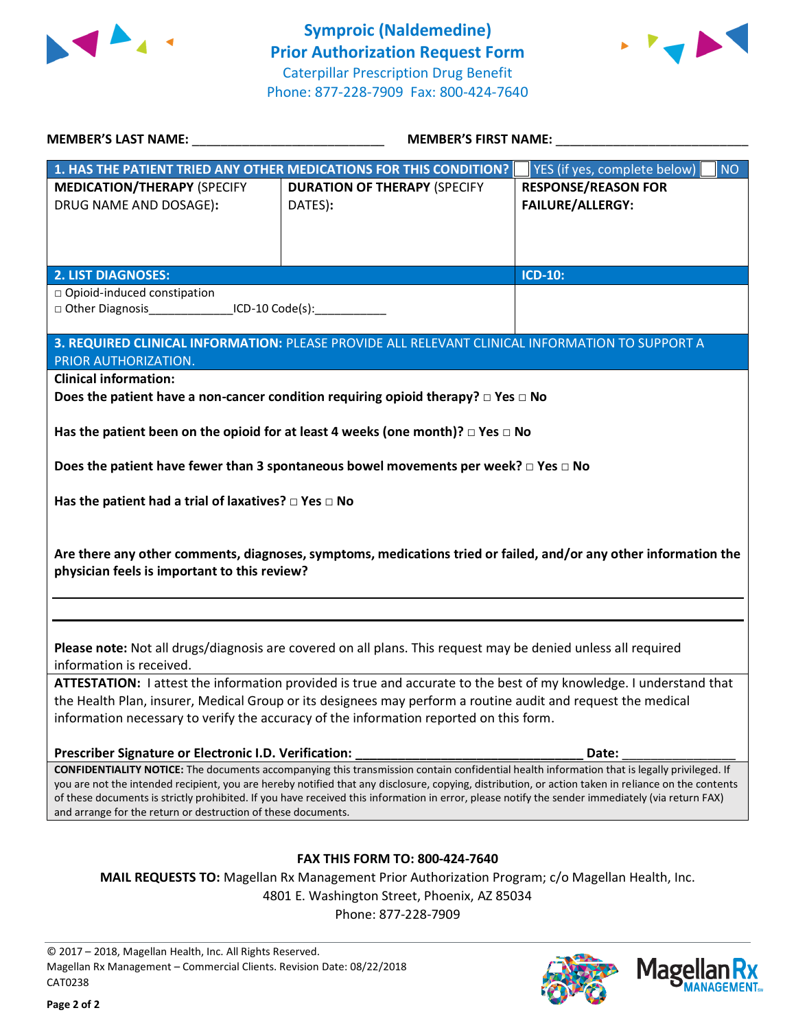# Symproic (Naldemedine) Prior Authorization Request Form

Caterpillar Prescription Drug Benefit
Phone: 877-228-7909 Fax: 800-424-7640

**MEMBER'S LAST NAME:** ___________________________ **MEMBER'S FIRST NAME:** ___________________________

| **1. HAS THE PATIENT TRIED ANY OTHER MEDICATIONS FOR THIS CONDITION?** | | ☐ YES (if yes, complete below) ☐ NO |
|---|---|---|
| **MEDICATION/THERAPY** (SPECIFY DRUG NAME AND DOSAGE): | **DURATION OF THERAPY** (SPECIFY DATES): | **RESPONSE/REASON FOR FAILURE/ALLERGY:** |
| | | |

| **2. LIST DIAGNOSES:** | **ICD-10:** |
|---|---|
| □ Opioid-induced constipation<br>□ Other Diagnosis_____________ICD-10 Code(s):___________ | |

**3. REQUIRED CLINICAL INFORMATION:** PLEASE PROVIDE ALL RELEVANT CLINICAL INFORMATION TO SUPPORT A PRIOR AUTHORIZATION.

**Clinical information:**

**Does the patient have a non-cancer condition requiring opioid therapy? □ Yes □ No**

**Has the patient been on the opioid for at least 4 weeks (one month)? □ Yes □ No**

**Does the patient have fewer than 3 spontaneous bowel movements per week? □ Yes □ No**

**Has the patient had a trial of laxatives? □ Yes □ No**

**Are there any other comments, diagnoses, symptoms, medications tried or failed, and/or any other information the physician feels is important to this review?**

_______________________________________________________________________________

_______________________________________________________________________________

**Please note:** Not all drugs/diagnosis are covered on all plans. This request may be denied unless all required information is received.

**ATTESTATION:** I attest the information provided is true and accurate to the best of my knowledge. I understand that the Health Plan, insurer, Medical Group or its designees may perform a routine audit and request the medical information necessary to verify the accuracy of the information reported on this form.

**Prescriber Signature or Electronic I.D. Verification:** ________________________________ **Date:** ________________

**CONFIDENTIALITY NOTICE:** The documents accompanying this transmission contain confidential health information that is legally privileged. If you are not the intended recipient, you are hereby notified that any disclosure, copying, distribution, or action taken in reliance on the contents of these documents is strictly prohibited. If you have received this information in error, please notify the sender immediately (via return FAX) and arrange for the return or destruction of these documents.

**FAX THIS FORM TO: 800-424-7640**

**MAIL REQUESTS TO:** Magellan Rx Management Prior Authorization Program; c/o Magellan Health, Inc.
4801 E. Washington Street, Phoenix, AZ 85034
Phone: 877-228-7909

© 2017 – 2018, Magellan Health, Inc. All Rights Reserved.
Magellan Rx Management – Commercial Clients. Revision Date: 08/22/2018
CAT0238